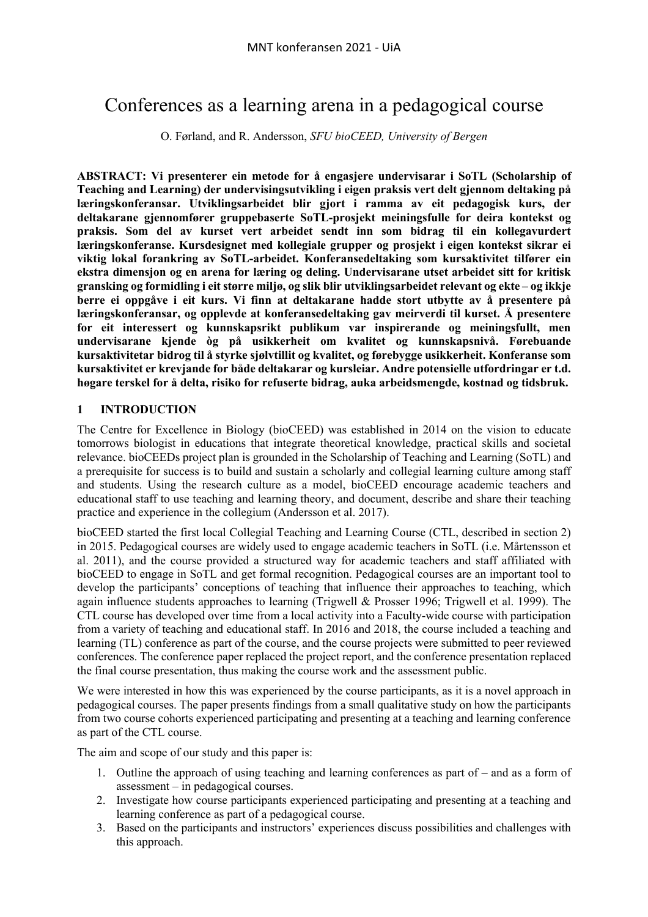# Conferences as a learning arena in a pedagogical course

O. Førland, and R. Andersson, *SFU bioCEED, University of Bergen*

**ABSTRACT: Vi presenterer ein metode for å engasjere undervisarar i SoTL (Scholarship of Teaching and Learning) der undervisingsutvikling i eigen praksis vert delt gjennom deltaking på læringskonferansar. Utviklingsarbeidet blir gjort i ramma av eit pedagogisk kurs, der deltakarane gjennomfører gruppebaserte SoTL-prosjekt meiningsfulle for deira kontekst og praksis. Som del av kurset vert arbeidet sendt inn som bidrag til ein kollegavurdert læringskonferanse. Kursdesignet med kollegiale grupper og prosjekt i eigen kontekst sikrar ei viktig lokal forankring av SoTL-arbeidet. Konferansedeltaking som kursaktivitet tilfører ein ekstra dimensjon og en arena for læring og deling. Undervisarane utset arbeidet sitt for kritisk gransking og formidling i eit større miljø, og slik blir utviklingsarbeidet relevant og ekte – og ikkje berre ei oppgåve i eit kurs. Vi finn at deltakarane hadde stort utbytte av å presentere på læringskonferansar, og opplevde at konferansedeltaking gav meirverdi til kurset. Å presentere for eit interessert og kunnskapsrikt publikum var inspirerande og meiningsfullt, men undervisarane kjende òg på usikkerheit om kvalitet og kunnskapsnivå. Førebuande kursaktivitetar bidrog til å styrke sjølvtillit og kvalitet, og førebygge usikkerheit. Konferanse som kursaktivitet er krevjande for både deltakarar og kursleiar. Andre potensielle utfordringar er t.d. høgare terskel for å delta, risiko for refuserte bidrag, auka arbeidsmengde, kostnad og tidsbruk.**

## 1 INTRODUCTION

The Centre for Excellence in Biology (bioCEED) was established in 2014 on the vision to educate tomorrows biologist in educations that integrate theoretical knowledge, practical skills and societal relevance. bioCEEDs project plan is grounded in the Scholarship of Teaching and Learning (SoTL) and a prerequisite for success is to build and sustain a scholarly and collegial learning culture among staff and students. Using the research culture as a model, bioCEED encourage academic teachers and educational staff to use teaching and learning theory, and document, describe and share their teaching practice and experience in the collegium (Andersson et al. 2017).

bioCEED started the first local Collegial Teaching and Learning Course (CTL, described in section 2) in 2015. Pedagogical courses are widely used to engage academic teachers in SoTL (i.e. Mårtensson et al. 2011), and the course provided a structured way for academic teachers and staff affiliated with bioCEED to engage in SoTL and get formal recognition. Pedagogical courses are an important tool to develop the participants' conceptions of teaching that influence their approaches to teaching, which again influence students approaches to learning (Trigwell & Prosser 1996; Trigwell et al. 1999). The CTL course has developed over time from a local activity into a Faculty-wide course with participation from a variety of teaching and educational staff. In 2016 and 2018, the course included a teaching and learning (TL) conference as part of the course, and the course projects were submitted to peer reviewed conferences. The conference paper replaced the project report, and the conference presentation replaced the final course presentation, thus making the course work and the assessment public.

We were interested in how this was experienced by the course participants, as it is a novel approach in pedagogical courses. The paper presents findings from a small qualitative study on how the participants from two course cohorts experienced participating and presenting at a teaching and learning conference as part of the CTL course.

The aim and scope of our study and this paper is:

1. Outline the approach of using teaching and learning conferences as part of – and as a form of assessment – in pedagogical courses.
2. Investigate how course participants experienced participating and presenting at a teaching and learning conference as part of a pedagogical course.
3. Based on the participants and instructors' experiences discuss possibilities and challenges with this approach.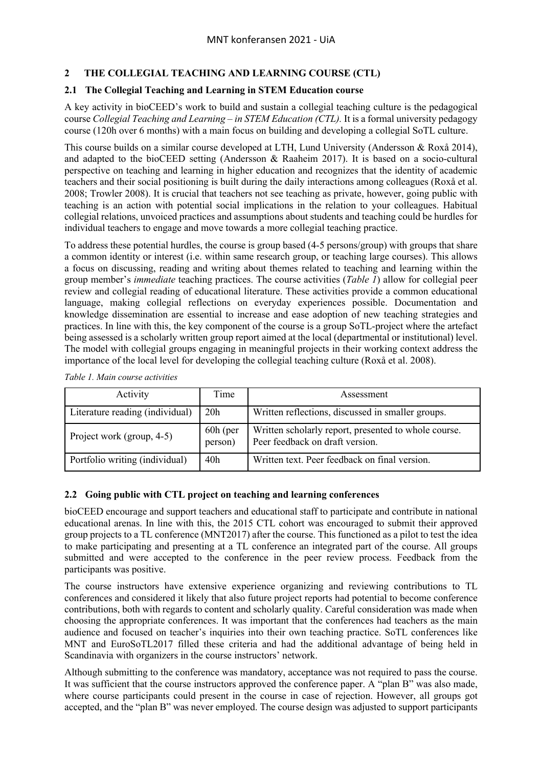## 2 THE COLLEGIAL TEACHING AND LEARNING COURSE (CTL)

### 2.1 The Collegial Teaching and Learning in STEM Education course

A key activity in bioCEED's work to build and sustain a collegial teaching culture is the pedagogical course *Collegial Teaching and Learning – in STEM Education (CTL).* It is a formal university pedagogy course (120h over 6 months) with a main focus on building and developing a collegial SoTL culture.

This course builds on a similar course developed at LTH, Lund University (Andersson & Roxå 2014), and adapted to the bioCEED setting (Andersson & Raaheim 2017). It is based on a socio-cultural perspective on teaching and learning in higher education and recognizes that the identity of academic teachers and their social positioning is built during the daily interactions among colleagues (Roxå et al. 2008; Trowler 2008). It is crucial that teachers not see teaching as private, however, going public with teaching is an action with potential social implications in the relation to your colleagues. Habitual collegial relations, unvoiced practices and assumptions about students and teaching could be hurdles for individual teachers to engage and move towards a more collegial teaching practice.

To address these potential hurdles, the course is group based (4-5 persons/group) with groups that share a common identity or interest (i.e. within same research group, or teaching large courses). This allows a focus on discussing, reading and writing about themes related to teaching and learning within the group member's *immediate* teaching practices. The course activities (*Table 1*) allow for collegial peer review and collegial reading of educational literature. These activities provide a common educational language, making collegial reflections on everyday experiences possible. Documentation and knowledge dissemination are essential to increase and ease adoption of new teaching strategies and practices. In line with this, the key component of the course is a group SoTL-project where the artefact being assessed is a scholarly written group report aimed at the local (departmental or institutional) level. The model with collegial groups engaging in meaningful projects in their working context address the importance of the local level for developing the collegial teaching culture (Roxå et al. 2008).

*Table 1. Main course activities*

| Activity | Time | Assessment |
|---|---|---|
| Literature reading (individual) | 20h | Written reflections, discussed in smaller groups. |
| Project work (group, 4-5) | 60h (per person) | Written scholarly report, presented to whole course. Peer feedback on draft version. |
| Portfolio writing (individual) | 40h | Written text. Peer feedback on final version. |

### 2.2 Going public with CTL project on teaching and learning conferences

bioCEED encourage and support teachers and educational staff to participate and contribute in national educational arenas. In line with this, the 2015 CTL cohort was encouraged to submit their approved group projects to a TL conference (MNT2017) after the course. This functioned as a pilot to test the idea to make participating and presenting at a TL conference an integrated part of the course. All groups submitted and were accepted to the conference in the peer review process. Feedback from the participants was positive.

The course instructors have extensive experience organizing and reviewing contributions to TL conferences and considered it likely that also future project reports had potential to become conference contributions, both with regards to content and scholarly quality. Careful consideration was made when choosing the appropriate conferences. It was important that the conferences had teachers as the main audience and focused on teacher's inquiries into their own teaching practice. SoTL conferences like MNT and EuroSoTL2017 filled these criteria and had the additional advantage of being held in Scandinavia with organizers in the course instructors' network.

Although submitting to the conference was mandatory, acceptance was not required to pass the course. It was sufficient that the course instructors approved the conference paper. A "plan B" was also made, where course participants could present in the course in case of rejection. However, all groups got accepted, and the "plan B" was never employed. The course design was adjusted to support participants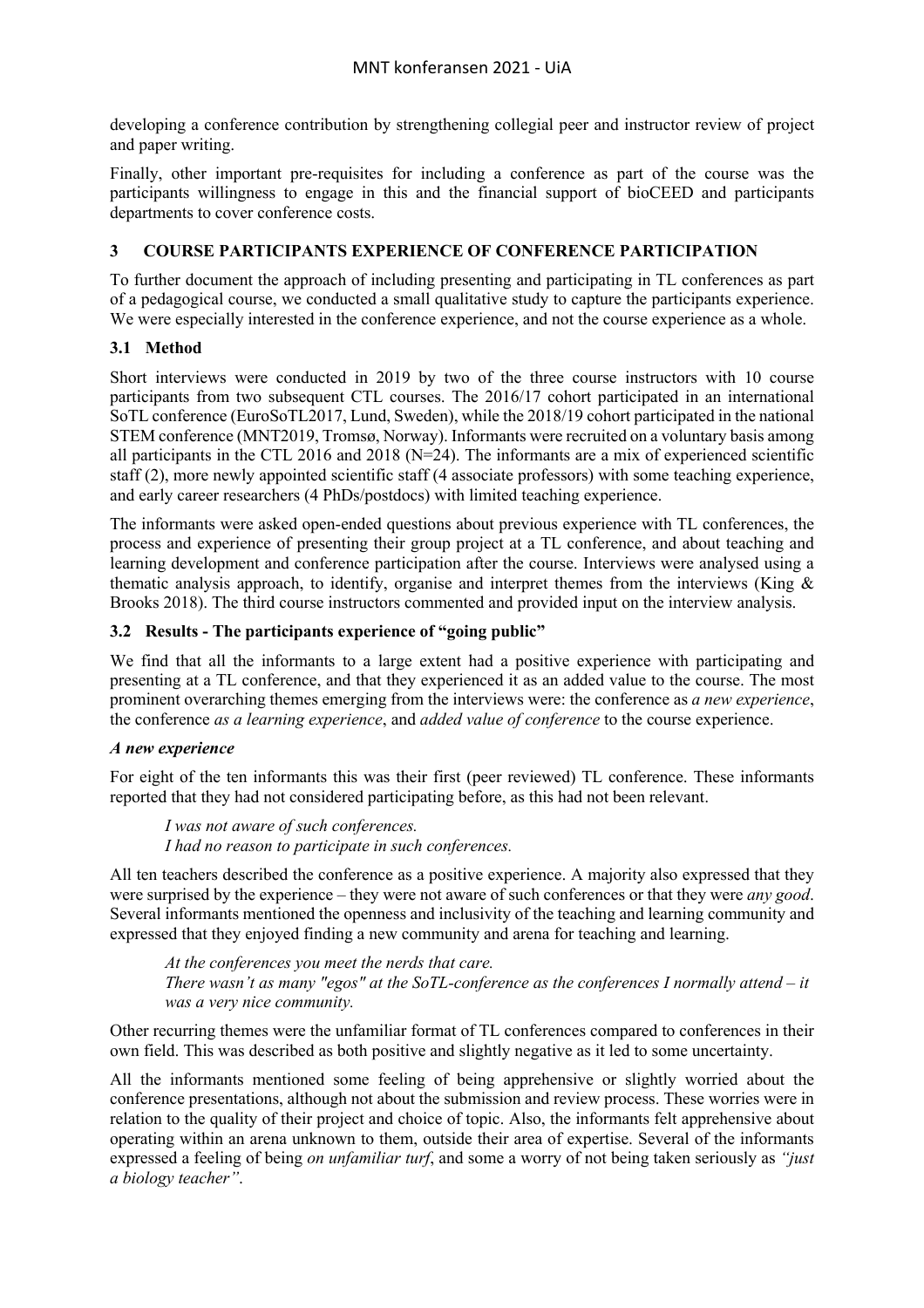developing a conference contribution by strengthening collegial peer and instructor review of project and paper writing.

Finally, other important pre-requisites for including a conference as part of the course was the participants willingness to engage in this and the financial support of bioCEED and participants departments to cover conference costs.

## 3 COURSE PARTICIPANTS EXPERIENCE OF CONFERENCE PARTICIPATION

To further document the approach of including presenting and participating in TL conferences as part of a pedagogical course, we conducted a small qualitative study to capture the participants experience. We were especially interested in the conference experience, and not the course experience as a whole.

### 3.1 Method

Short interviews were conducted in 2019 by two of the three course instructors with 10 course participants from two subsequent CTL courses. The 2016/17 cohort participated in an international SoTL conference (EuroSoTL2017, Lund, Sweden), while the 2018/19 cohort participated in the national STEM conference (MNT2019, Tromsø, Norway). Informants were recruited on a voluntary basis among all participants in the CTL 2016 and 2018 (N=24). The informants are a mix of experienced scientific staff (2), more newly appointed scientific staff (4 associate professors) with some teaching experience, and early career researchers (4 PhDs/postdocs) with limited teaching experience.

The informants were asked open-ended questions about previous experience with TL conferences, the process and experience of presenting their group project at a TL conference, and about teaching and learning development and conference participation after the course. Interviews were analysed using a thematic analysis approach, to identify, organise and interpret themes from the interviews (King & Brooks 2018). The third course instructors commented and provided input on the interview analysis.

### 3.2 Results - The participants experience of "going public"

We find that all the informants to a large extent had a positive experience with participating and presenting at a TL conference, and that they experienced it as an added value to the course. The most prominent overarching themes emerging from the interviews were: the conference as *a new experience*, the conference *as a learning experience*, and *added value of conference* to the course experience.

***A new experience***

For eight of the ten informants this was their first (peer reviewed) TL conference. These informants reported that they had not considered participating before, as this had not been relevant.

> *I was not aware of such conferences.*
> *I had no reason to participate in such conferences.*

All ten teachers described the conference as a positive experience. A majority also expressed that they were surprised by the experience – they were not aware of such conferences or that they were *any good*. Several informants mentioned the openness and inclusivity of the teaching and learning community and expressed that they enjoyed finding a new community and arena for teaching and learning.

> *At the conferences you meet the nerds that care.*
> *There wasn't as many "egos" at the SoTL-conference as the conferences I normally attend – it was a very nice community.*

Other recurring themes were the unfamiliar format of TL conferences compared to conferences in their own field. This was described as both positive and slightly negative as it led to some uncertainty.

All the informants mentioned some feeling of being apprehensive or slightly worried about the conference presentations, although not about the submission and review process. These worries were in relation to the quality of their project and choice of topic. Also, the informants felt apprehensive about operating within an arena unknown to them, outside their area of expertise. Several of the informants expressed a feeling of being *on unfamiliar turf*, and some a worry of not being taken seriously as *"just a biology teacher"*.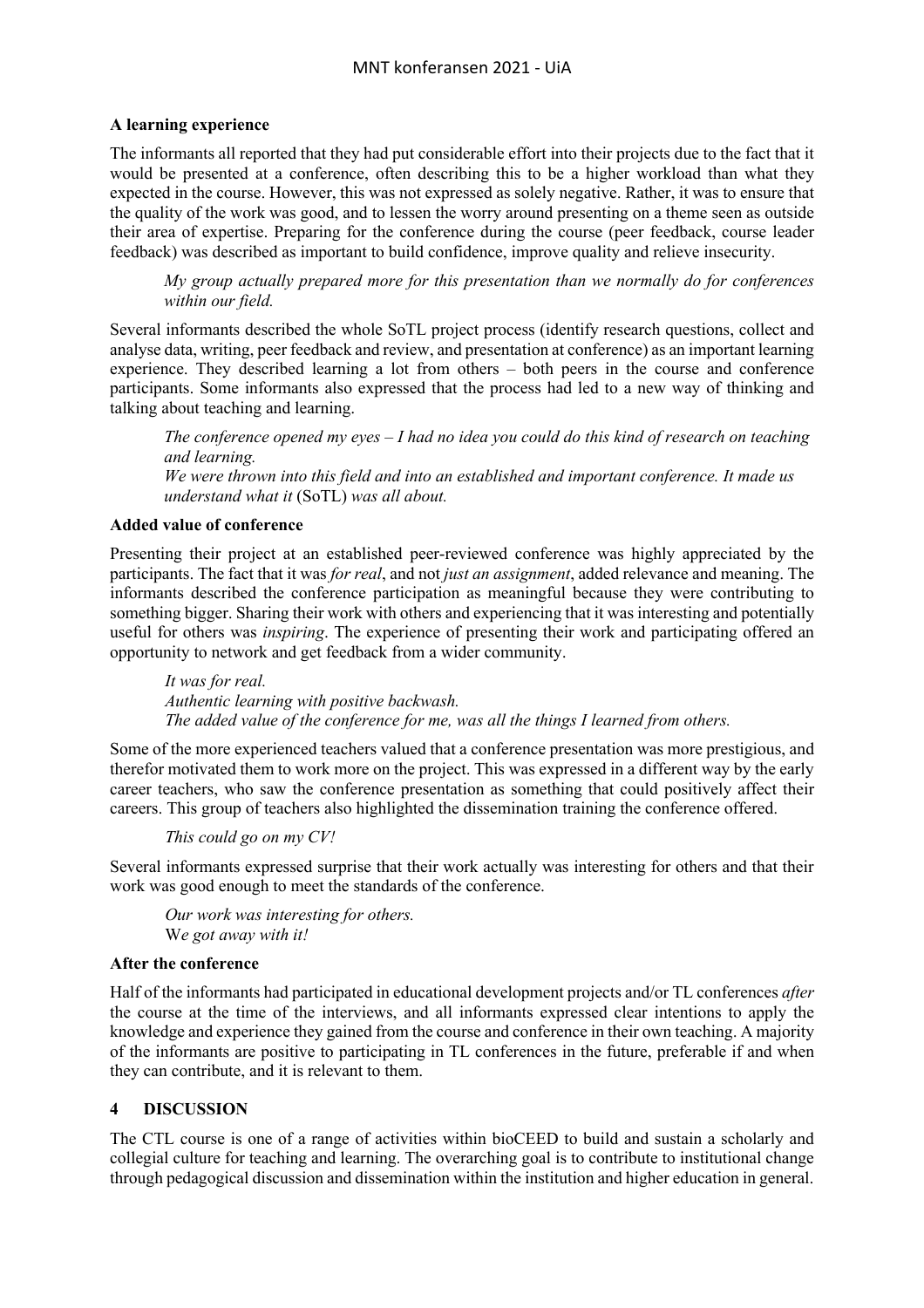**A learning experience**

The informants all reported that they had put considerable effort into their projects due to the fact that it would be presented at a conference, often describing this to be a higher workload than what they expected in the course. However, this was not expressed as solely negative. Rather, it was to ensure that the quality of the work was good, and to lessen the worry around presenting on a theme seen as outside their area of expertise. Preparing for the conference during the course (peer feedback, course leader feedback) was described as important to build confidence, improve quality and relieve insecurity.

> *My group actually prepared more for this presentation than we normally do for conferences within our field.*

Several informants described the whole SoTL project process (identify research questions, collect and analyse data, writing, peer feedback and review, and presentation at conference) as an important learning experience. They described learning a lot from others – both peers in the course and conference participants. Some informants also expressed that the process had led to a new way of thinking and talking about teaching and learning.

> *The conference opened my eyes – I had no idea you could do this kind of research on teaching and learning.*
> *We were thrown into this field and into an established and important conference. It made us understand what it* (SoTL) *was all about.*

**Added value of conference**

Presenting their project at an established peer-reviewed conference was highly appreciated by the participants. The fact that it was *for real*, and not *just an assignment*, added relevance and meaning. The informants described the conference participation as meaningful because they were contributing to something bigger. Sharing their work with others and experiencing that it was interesting and potentially useful for others was *inspiring*. The experience of presenting their work and participating offered an opportunity to network and get feedback from a wider community.

> *It was for real.*
> *Authentic learning with positive backwash.*
> *The added value of the conference for me, was all the things I learned from others.*

Some of the more experienced teachers valued that a conference presentation was more prestigious, and therefor motivated them to work more on the project. This was expressed in a different way by the early career teachers, who saw the conference presentation as something that could positively affect their careers. This group of teachers also highlighted the dissemination training the conference offered.

> *This could go on my CV!*

Several informants expressed surprise that their work actually was interesting for others and that their work was good enough to meet the standards of the conference.

> *Our work was interesting for others.*
> W*e got away with it!*

**After the conference**

Half of the informants had participated in educational development projects and/or TL conferences *after* the course at the time of the interviews, and all informants expressed clear intentions to apply the knowledge and experience they gained from the course and conference in their own teaching. A majority of the informants are positive to participating in TL conferences in the future, preferable if and when they can contribute, and it is relevant to them.

## 4 DISCUSSION

The CTL course is one of a range of activities within bioCEED to build and sustain a scholarly and collegial culture for teaching and learning. The overarching goal is to contribute to institutional change through pedagogical discussion and dissemination within the institution and higher education in general.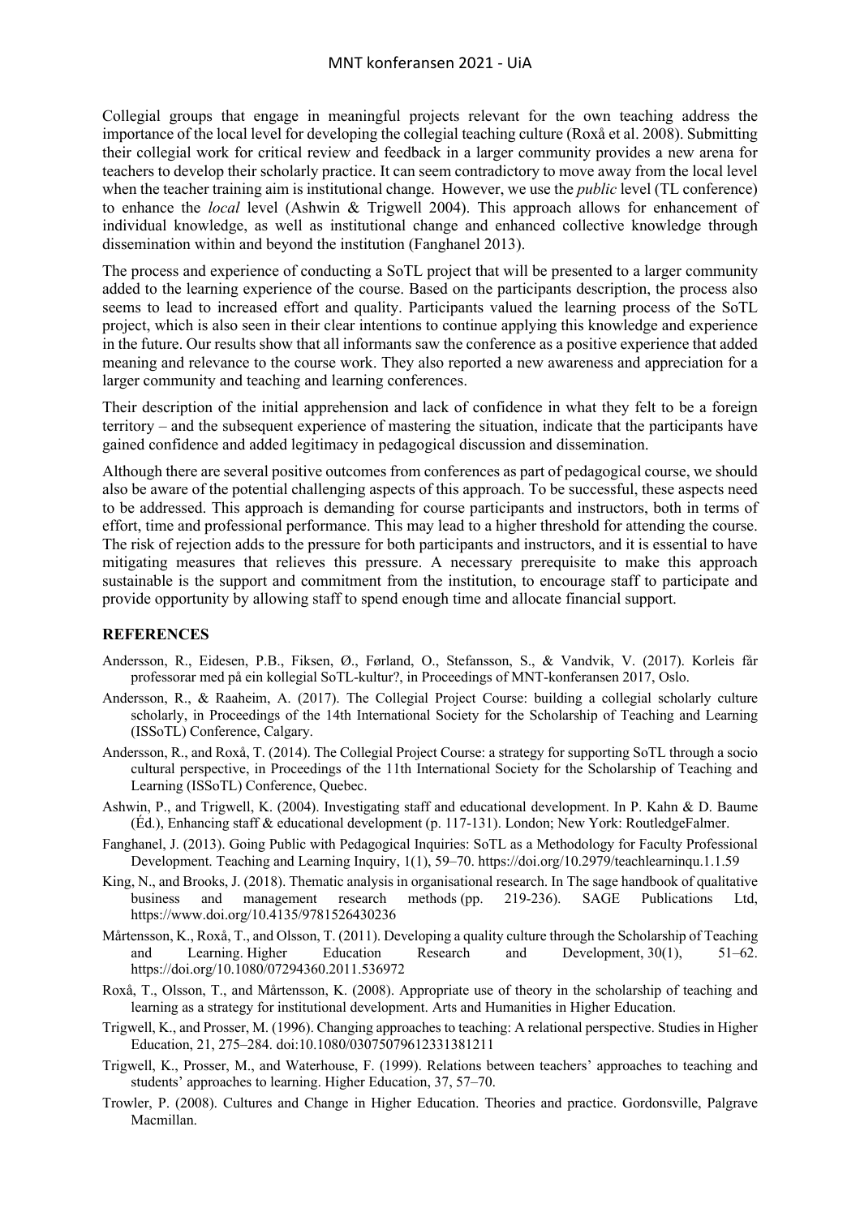Collegial groups that engage in meaningful projects relevant for the own teaching address the importance of the local level for developing the collegial teaching culture (Roxå et al. 2008). Submitting their collegial work for critical review and feedback in a larger community provides a new arena for teachers to develop their scholarly practice. It can seem contradictory to move away from the local level when the teacher training aim is institutional change. However, we use the *public* level (TL conference) to enhance the *local* level (Ashwin & Trigwell 2004). This approach allows for enhancement of individual knowledge, as well as institutional change and enhanced collective knowledge through dissemination within and beyond the institution (Fanghanel 2013).

The process and experience of conducting a SoTL project that will be presented to a larger community added to the learning experience of the course. Based on the participants description, the process also seems to lead to increased effort and quality. Participants valued the learning process of the SoTL project, which is also seen in their clear intentions to continue applying this knowledge and experience in the future. Our results show that all informants saw the conference as a positive experience that added meaning and relevance to the course work. They also reported a new awareness and appreciation for a larger community and teaching and learning conferences.

Their description of the initial apprehension and lack of confidence in what they felt to be a foreign territory – and the subsequent experience of mastering the situation, indicate that the participants have gained confidence and added legitimacy in pedagogical discussion and dissemination.

Although there are several positive outcomes from conferences as part of pedagogical course, we should also be aware of the potential challenging aspects of this approach. To be successful, these aspects need to be addressed. This approach is demanding for course participants and instructors, both in terms of effort, time and professional performance. This may lead to a higher threshold for attending the course. The risk of rejection adds to the pressure for both participants and instructors, and it is essential to have mitigating measures that relieves this pressure. A necessary prerequisite to make this approach sustainable is the support and commitment from the institution, to encourage staff to participate and provide opportunity by allowing staff to spend enough time and allocate financial support.

## REFERENCES

Andersson, R., Eidesen, P.B., Fiksen, Ø., Førland, O., Stefansson, S., & Vandvik, V. (2017). Korleis får professorar med på ein kollegial SoTL-kultur?, in Proceedings of MNT-konferansen 2017, Oslo.

Andersson, R., & Raaheim, A. (2017). The Collegial Project Course: building a collegial scholarly culture scholarly, in Proceedings of the 14th International Society for the Scholarship of Teaching and Learning (ISSoTL) Conference, Calgary.

Andersson, R., and Roxå, T. (2014). The Collegial Project Course: a strategy for supporting SoTL through a socio cultural perspective, in Proceedings of the 11th International Society for the Scholarship of Teaching and Learning (ISSoTL) Conference, Quebec.

Ashwin, P., and Trigwell, K. (2004). Investigating staff and educational development. In P. Kahn & D. Baume (Éd.), Enhancing staff & educational development (p. 117-131). London; New York: RoutledgeFalmer.

Fanghanel, J. (2013). Going Public with Pedagogical Inquiries: SoTL as a Methodology for Faculty Professional Development. Teaching and Learning Inquiry, 1(1), 59–70. https://doi.org/10.2979/teachlearninqu.1.1.59

King, N., and Brooks, J. (2018). Thematic analysis in organisational research. In The sage handbook of qualitative business and management research methods (pp. 219-236). SAGE Publications Ltd, https://www.doi.org/10.4135/9781526430236

Mårtensson, K., Roxå, T., and Olsson, T. (2011). Developing a quality culture through the Scholarship of Teaching and Learning. Higher Education Research and Development, 30(1), 51–62. https://doi.org/10.1080/07294360.2011.536972

Roxå, T., Olsson, T., and Mårtensson, K. (2008). Appropriate use of theory in the scholarship of teaching and learning as a strategy for institutional development. Arts and Humanities in Higher Education.

Trigwell, K., and Prosser, M. (1996). Changing approaches to teaching: A relational perspective. Studies in Higher Education, 21, 275–284. doi:10.1080/03075079612331381211

Trigwell, K., Prosser, M., and Waterhouse, F. (1999). Relations between teachers' approaches to teaching and students' approaches to learning. Higher Education, 37, 57–70.

Trowler, P. (2008). Cultures and Change in Higher Education. Theories and practice. Gordonsville, Palgrave Macmillan.